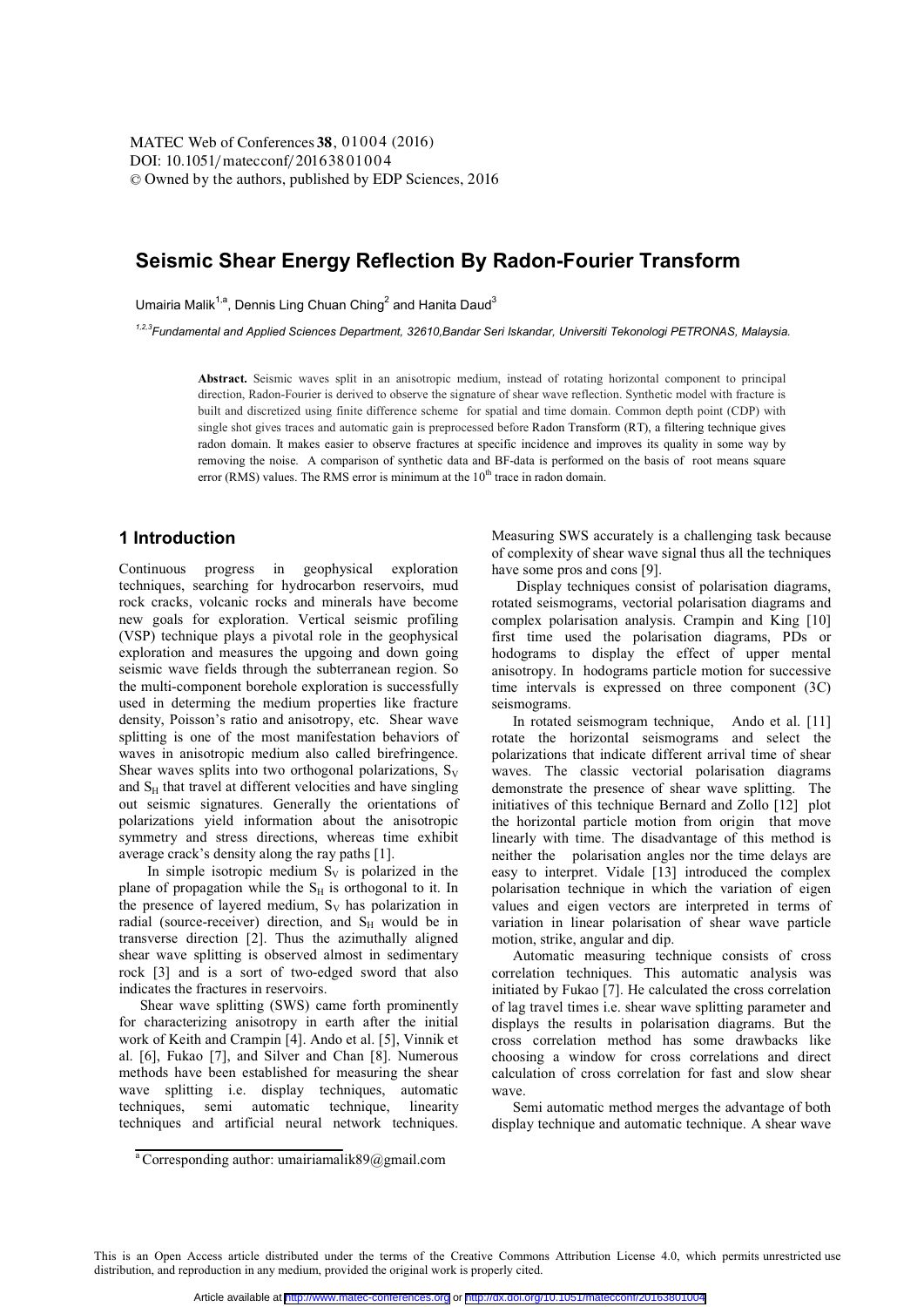# Seismic Shear Energy Reflection By Radon-Fourier Transform

Umairia Malik[1,a], Dennis Ling Chuan Ching[2] and Hanita Daud[3]

*[1,2,3]Fundamental and Applied Sciences Department, 32610,Bandar Seri Iskandar, Universiti Tekonologi PETRONAS, Malaysia.*

**Abstract.** Seismic waves split in an anisotropic medium, instead of rotating horizontal component to principal direction, Radon-Fourier is derived to observe the signature of shear wave reflection. Synthetic model with fracture is built and discretized using finite difference scheme for spatial and time domain. Common depth point (CDP) with single shot gives traces and automatic gain is preprocessed before Radon Transform (RT), a filtering technique gives radon domain. It makes easier to observe fractures at specific incidence and improves its quality in some way by removing the noise. A comparison of synthetic data and BF-data is performed on the basis of root means square error (RMS) values. The RMS error is minimum at the 10th trace in radon domain.

## 1 Introduction

Continuous progress in geophysical exploration techniques, searching for hydrocarbon reservoirs, mud rock cracks, volcanic rocks and minerals have become new goals for exploration. Vertical seismic profiling (VSP) technique plays a pivotal role in the geophysical exploration and measures the upgoing and down going seismic wave fields through the subterranean region. So the multi-component borehole exploration is successfully used in determing the medium properties like fracture density, Poisson's ratio and anisotropy, etc. Shear wave splitting is one of the most manifestation behaviors of waves in anisotropic medium also called birefringence. Shear waves splits into two orthogonal polarizations, $S_V$ and $S_H$ that travel at different velocities and have singling out seismic signatures. Generally the orientations of polarizations yield information about the anisotropic symmetry and stress directions, whereas time exhibit average crack's density along the ray paths [1].

In simple isotropic medium $S_V$ is polarized in the plane of propagation while the $S_H$ is orthogonal to it. In the presence of layered medium, $S_V$ has polarization in radial (source-receiver) direction, and $S_H$ would be in transverse direction [2]. Thus the azimuthally aligned shear wave splitting is observed almost in sedimentary rock [3] and is a sort of two-edged sword that also indicates the fractures in reservoirs.

Shear wave splitting (SWS) came forth prominently for characterizing anisotropy in earth after the initial work of Keith and Crampin [4]. Ando et al. [5], Vinnik et al. [6], Fukao [7], and Silver and Chan [8]. Numerous methods have been established for measuring the shear wave splitting i.e. display techniques, automatic techniques, semi automatic technique, linearity techniques and artificial neural network techniques. Measuring SWS accurately is a challenging task because of complexity of shear wave signal thus all the techniques have some pros and cons [9].

Display techniques consist of polarisation diagrams, rotated seismograms, vectorial polarisation diagrams and complex polarisation analysis. Crampin and King [10] first time used the polarisation diagrams, PDs or hodograms to display the effect of upper mental anisotropy. In hodograms particle motion for successive time intervals is expressed on three component (3C) seismograms.

In rotated seismogram technique, Ando et al. [11] rotate the horizontal seismograms and select the polarizations that indicate different arrival time of shear waves. The classic vectorial polarisation diagrams demonstrate the presence of shear wave splitting. The initiatives of this technique Bernard and Zollo [12] plot the horizontal particle motion from origin that move linearly with time. The disadvantage of this method is neither the polarisation angles nor the time delays are easy to interpret. Vidale [13] introduced the complex polarisation technique in which the variation of eigen values and eigen vectors are interpreted in terms of variation in linear polarisation of shear wave particle motion, strike, angular and dip.

Automatic measuring technique consists of cross correlation techniques. This automatic analysis was initiated by Fukao [7]. He calculated the cross correlation of lag travel times i.e. shear wave splitting parameter and displays the results in polarisation diagrams. But the cross correlation method has some drawbacks like choosing a window for cross correlations and direct calculation of cross correlation for fast and slow shear wave.

Semi automatic method merges the advantage of both display technique and automatic technique. A shear wave

[a] Corresponding author: umairiamalik89@gmail.com

This is an Open Access article distributed under the terms of the Creative Commons Attribution License 4.0, which permits unrestricted use distribution, and reproduction in any medium, provided the original work is properly cited.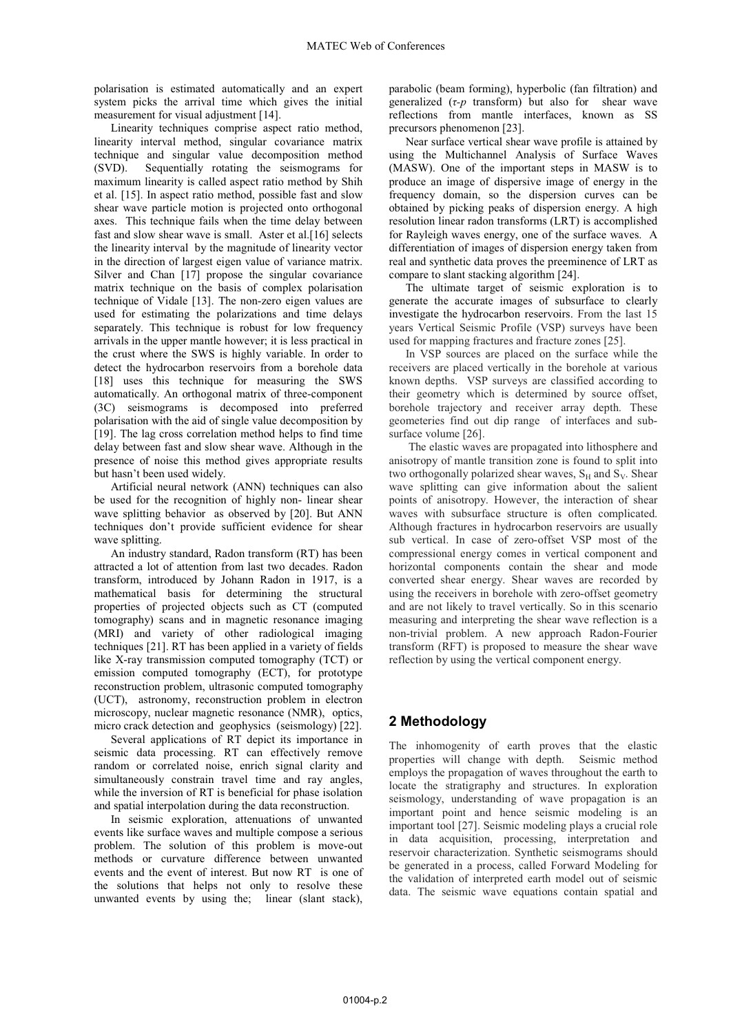polarisation is estimated automatically and an expert system picks the arrival time which gives the initial measurement for visual adjustment [14].

Linearity techniques comprise aspect ratio method, linearity interval method, singular covariance matrix technique and singular value decomposition method (SVD). Sequentially rotating the seismograms for maximum linearity is called aspect ratio method by Shih et al. [15]. In aspect ratio method, possible fast and slow shear wave particle motion is projected onto orthogonal axes. This technique fails when the time delay between fast and slow shear wave is small. Aster et al.[16] selects the linearity interval by the magnitude of linearity vector in the direction of largest eigen value of variance matrix. Silver and Chan [17] propose the singular covariance matrix technique on the basis of complex polarisation technique of Vidale [13]. The non-zero eigen values are used for estimating the polarizations and time delays separately. This technique is robust for low frequency arrivals in the upper mantle however; it is less practical in the crust where the SWS is highly variable. In order to detect the hydrocarbon reservoirs from a borehole data [18] uses this technique for measuring the SWS automatically. An orthogonal matrix of three-component (3C) seismograms is decomposed into preferred polarisation with the aid of single value decomposition by [19]. The lag cross correlation method helps to find time delay between fast and slow shear wave. Although in the presence of noise this method gives appropriate results but hasn't been used widely.

Artificial neural network (ANN) techniques can also be used for the recognition of highly non- linear shear wave splitting behavior as observed by [20]. But ANN techniques don't provide sufficient evidence for shear wave splitting.

An industry standard, Radon transform (RT) has been attracted a lot of attention from last two decades. Radon transform, introduced by Johann Radon in 1917, is a mathematical basis for determining the structural properties of projected objects such as CT (computed tomography) scans and in magnetic resonance imaging (MRI) and variety of other radiological imaging techniques [21]. RT has been applied in a variety of fields like X-ray transmission computed tomography (TCT) or emission computed tomography (ECT), for prototype reconstruction problem, ultrasonic computed tomography (UCT), astronomy, reconstruction problem in electron microscopy, nuclear magnetic resonance (NMR), optics, micro crack detection and geophysics (seismology) [22].

Several applications of RT depict its importance in seismic data processing. RT can effectively remove random or correlated noise, enrich signal clarity and simultaneously constrain travel time and ray angles, while the inversion of RT is beneficial for phase isolation and spatial interpolation during the data reconstruction.

In seismic exploration, attenuations of unwanted events like surface waves and multiple compose a serious problem. The solution of this problem is move-out methods or curvature difference between unwanted events and the event of interest. But now RT is one of the solutions that helps not only to resolve these unwanted events by using the; linear (slant stack), parabolic (beam forming), hyperbolic (fan filtration) and generalized ($\tau$-$p$ transform) but also for shear wave reflections from mantle interfaces, known as SS precursors phenomenon [23].

Near surface vertical shear wave profile is attained by using the Multichannel Analysis of Surface Waves (MASW). One of the important steps in MASW is to produce an image of dispersive image of energy in the frequency domain, so the dispersion curves can be obtained by picking peaks of dispersion energy. A high resolution linear radon transforms (LRT) is accomplished for Rayleigh waves energy, one of the surface waves. A differentiation of images of dispersion energy taken from real and synthetic data proves the preeminence of LRT as compare to slant stacking algorithm [24].

The ultimate target of seismic exploration is to generate the accurate images of subsurface to clearly investigate the hydrocarbon reservoirs. From the last 15 years Vertical Seismic Profile (VSP) surveys have been used for mapping fractures and fracture zones [25].

In VSP sources are placed on the surface while the receivers are placed vertically in the borehole at various known depths. VSP surveys are classified according to their geometry which is determined by source offset, borehole trajectory and receiver array depth. These geometeries find out dip range of interfaces and sub-surface volume [26].

The elastic waves are propagated into lithosphere and anisotropy of mantle transition zone is found to split into two orthogonally polarized shear waves, $S_H$ and $S_V$. Shear wave splitting can give information about the salient points of anisotropy. However, the interaction of shear waves with subsurface structure is often complicated. Although fractures in hydrocarbon reservoirs are usually sub vertical. In case of zero-offset VSP most of the compressional energy comes in vertical component and horizontal components contain the shear and mode converted shear energy. Shear waves are recorded by using the receivers in borehole with zero-offset geometry and are not likely to travel vertically. So in this scenario measuring and interpreting the shear wave reflection is a non-trivial problem. A new approach Radon-Fourier transform (RFT) is proposed to measure the shear wave reflection by using the vertical component energy.

## 2 Methodology

The inhomogenity of earth proves that the elastic properties will change with depth. Seismic method employs the propagation of waves throughout the earth to locate the stratigraphy and structures. In exploration seismology, understanding of wave propagation is an important point and hence seismic modeling is an important tool [27]. Seismic modeling plays a crucial role in data acquisition, processing, interpretation and reservoir characterization. Synthetic seismograms should be generated in a process, called Forward Modeling for the validation of interpreted earth model out of seismic data. The seismic wave equations contain spatial and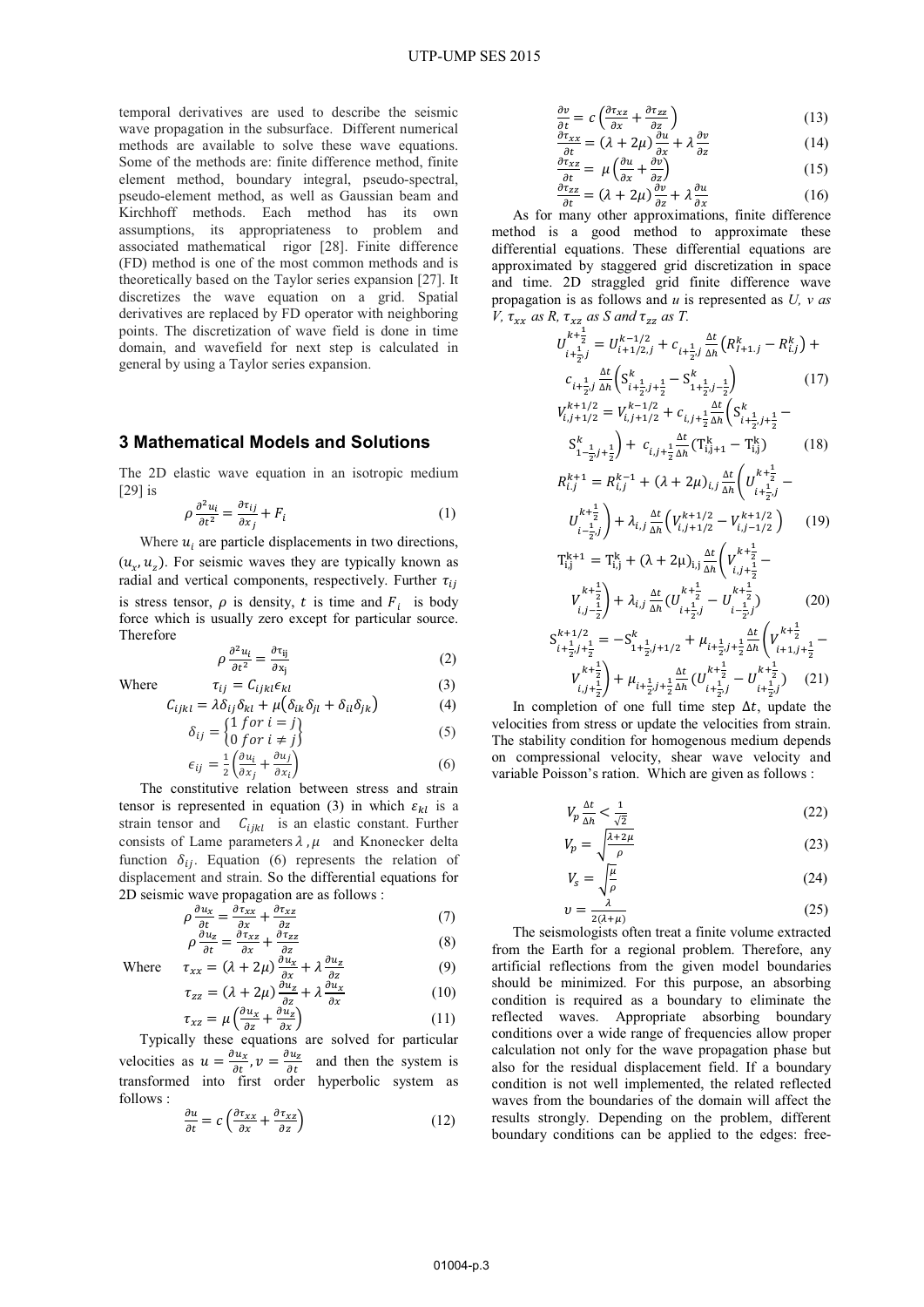temporal derivatives are used to describe the seismic wave propagation in the subsurface. Different numerical methods are available to solve these wave equations. Some of the methods are: finite difference method, finite element method, boundary integral, pseudo-spectral, pseudo-element method, as well as Gaussian beam and Kirchhoff methods. Each method has its own assumptions, its appropriateness to problem and associated mathematical rigor [28]. Finite difference (FD) method is one of the most common methods and is theoretically based on the Taylor series expansion [27]. It discretizes the wave equation on a grid. Spatial derivatives are replaced by FD operator with neighboring points. The discretization of wave field is done in time domain, and wavefield for next step is calculated in general by using a Taylor series expansion.

## 3 Mathematical Models and Solutions

The 2D elastic wave equation in an isotropic medium [29] is

$$\rho \frac{\partial^2 u_i}{\partial t^2} = \frac{\partial \tau_{ij}}{\partial x_j} + F_i \tag{1}$$

Where $u_i$ are particle displacements in two directions, $(u_x, u_z)$. For seismic waves they are typically known as radial and vertical components, respectively. Further $\tau_{ij}$ is stress tensor, $\rho$ is density, $t$ is time and $F_i$ is body force which is usually zero except for particular source. Therefore

$$\rho \frac{\partial^2 u_i}{\partial t^2} = \frac{\partial \tau_{ij}}{\partial x_j} \tag{2}$$

Where
$$\tau_{ij} = C_{ijkl}\epsilon_{kl} \tag{3}$$

$$C_{ijkl} = \lambda \delta_{ij}\delta_{kl} + \mu\left(\delta_{ik}\delta_{jl} + \delta_{il}\delta_{jk}\right) \tag{4}$$

$$\delta_{ij} = \begin{Bmatrix} 1 \; for \; i = j \\ 0 \; for \; i \neq j \end{Bmatrix} \tag{5}$$

$$\epsilon_{ij} = \frac{1}{2}\left(\frac{\partial u_i}{\partial x_j} + \frac{\partial u_j}{\partial x_i}\right) \tag{6}$$

The constitutive relation between stress and strain tensor is represented in equation (3) in which $\varepsilon_{kl}$ is a strain tensor and $C_{ijkl}$ is an elastic constant. Further consists of Lame parameters $\lambda, \mu$ and Knonecker delta function $\delta_{ij}$. Equation (6) represents the relation of displacement and strain. So the differential equations for 2D seismic wave propagation are as follows :

$$\rho \frac{\partial u_x}{\partial t} = \frac{\partial \tau_{xx}}{\partial x} + \frac{\partial \tau_{xz}}{\partial z} \tag{7}$$

$$\rho \frac{\partial u_z}{\partial t} = \frac{\partial \tau_{xz}}{\partial x} + \frac{\partial \tau_{zz}}{\partial z} \tag{8}$$

Where
$$\tau_{xx} = (\lambda + 2\mu)\frac{\partial u_x}{\partial x} + \lambda \frac{\partial u_z}{\partial z} \tag{9}$$

$$\tau_{zz} = (\lambda + 2\mu)\frac{\partial u_z}{\partial z} + \lambda \frac{\partial u_x}{\partial x} \tag{10}$$

$$\tau_{xz} = \mu\left(\frac{\partial u_x}{\partial z} + \frac{\partial u_z}{\partial x}\right) \tag{11}$$

Typically these equations are solved for particular velocities as $u = \frac{\partial u_x}{\partial t}, v = \frac{\partial u_z}{\partial t}$ and then the system is transformed into first order hyperbolic system as follows :

$$\frac{\partial u}{\partial t} = c\left(\frac{\partial \tau_{xx}}{\partial x} + \frac{\partial \tau_{xz}}{\partial z}\right) \tag{12}$$

$$\frac{\partial v}{\partial t} = c\left(\frac{\partial \tau_{xz}}{\partial x} + \frac{\partial \tau_{zz}}{\partial z}\right) \tag{13}$$

$$\frac{\partial \tau_{xx}}{\partial t} = (\lambda + 2\mu)\frac{\partial u}{\partial x} + \lambda \frac{\partial v}{\partial z} \tag{14}$$

$$\frac{\partial \tau_{xz}}{\partial t} = \mu\left(\frac{\partial u}{\partial x} + \frac{\partial v}{\partial z}\right) \tag{15}$$

$$\frac{\partial \tau_{zz}}{\partial t} = (\lambda + 2\mu)\frac{\partial v}{\partial z} + \lambda \frac{\partial u}{\partial x} \tag{16}$$

As for many other approximations, finite difference method is a good method to approximate these differential equations. These differential equations are approximated by staggered grid discretization in space and time. 2D straggled grid finite difference wave propagation is as follows and $u$ is represented as $U$, $v$ as $V$, $\tau_{xx}$ as $R$, $\tau_{xz}$ as $S$ and $\tau_{zz}$ as $T$.

$$U_{i+\frac{1}{2},j}^{k+\frac{1}{2}} = U_{i+1/2,j}^{k-1/2} + c_{i+\frac{1}{2},j}\frac{\Delta t}{\Delta h}\left(R_{I+1,j}^{k} - R_{i,j}^{k}\right) + c_{i+\frac{1}{2},j}\frac{\Delta t}{\Delta h}\left(S_{i+\frac{1}{2},j+\frac{1}{2}}^{k} - S_{1+\frac{1}{2},j-\frac{1}{2}}^{k}\right) \tag{17}$$

$$V_{i,j+1/2}^{k+1/2} = V_{i,j+1/2}^{k-1/2} + c_{i,j+\frac{1}{2}}\frac{\Delta t}{\Delta h}\left(S_{i+\frac{1}{2},j+\frac{1}{2}}^{k} - S_{1-\frac{1}{2},j+\frac{1}{2}}^{k}\right) + c_{i,j+\frac{1}{2}}\frac{\Delta t}{\Delta h}\left(T_{i,j+1}^{k} - T_{i,j}^{k}\right) \tag{18}$$

$$R_{i,j}^{k+1} = R_{i,j}^{k-1} + (\lambda + 2\mu)_{i,j}\frac{\Delta t}{\Delta h}\left(U_{i+\frac{1}{2},j}^{k+\frac{1}{2}} - U_{i-\frac{1}{2},j}^{k+\frac{1}{2}}\right) + \lambda_{i,j}\frac{\Delta t}{\Delta h}\left(V_{i,j+1/2}^{k+1/2} - V_{i,j-1/2}^{k+1/2}\right) \tag{19}$$

$$T_{i,j}^{k+1} = T_{i,j}^{k} + (\lambda + 2\mu)_{i,j}\frac{\Delta t}{\Delta h}\left(V_{i,j+\frac{1}{2}}^{k+\frac{1}{2}} - V_{i,j-\frac{1}{2}}^{k+\frac{1}{2}}\right) + \lambda_{i,j}\frac{\Delta t}{\Delta h}\left(U_{i+\frac{1}{2},j}^{k+\frac{1}{2}} - U_{i-\frac{1}{2},j}^{k+\frac{1}{2}}\right) \tag{20}$$

$$S_{i+\frac{1}{2},j+\frac{1}{2}}^{k+1/2} = -S_{1+\frac{1}{2},j+1/2}^{k} + \mu_{i+\frac{1}{2},j+\frac{1}{2}}\frac{\Delta t}{\Delta h}\left(V_{i+1,j+\frac{1}{2}}^{k+\frac{1}{2}} - V_{i,j+\frac{1}{2}}^{k+\frac{1}{2}}\right) + \mu_{i+\frac{1}{2},j+\frac{1}{2}}\frac{\Delta t}{\Delta h}\left(U_{i+\frac{1}{2},j}^{k+\frac{1}{2}} - U_{i+\frac{1}{2},j}^{k+\frac{1}{2}}\right) \tag{21}$$

In completion of one full time step $\Delta t$, update the velocities from stress or update the velocities from strain. The stability condition for homogenous medium depends on compressional velocity, shear wave velocity and variable Poisson's ration. Which are given as follows :

$$V_p \frac{\Delta t}{\Delta h} < \frac{1}{\sqrt{2}} \tag{22}$$

$$V_p = \sqrt{\frac{\lambda + 2\mu}{\rho}} \tag{23}$$

$$V_s = \sqrt{\frac{\mu}{\rho}} \tag{24}$$

$$\upsilon = \frac{\lambda}{2(\lambda + \mu)} \tag{25}$$

The seismologists often treat a finite volume extracted from the Earth for a regional problem. Therefore, any artificial reflections from the given model boundaries should be minimized. For this purpose, an absorbing condition is required as a boundary to eliminate the reflected waves. Appropriate absorbing boundary conditions over a wide range of frequencies allow proper calculation not only for the wave propagation phase but also for the residual displacement field. If a boundary condition is not well implemented, the related reflected waves from the boundaries of the domain will affect the results strongly. Depending on the problem, different boundary conditions can be applied to the edges: free-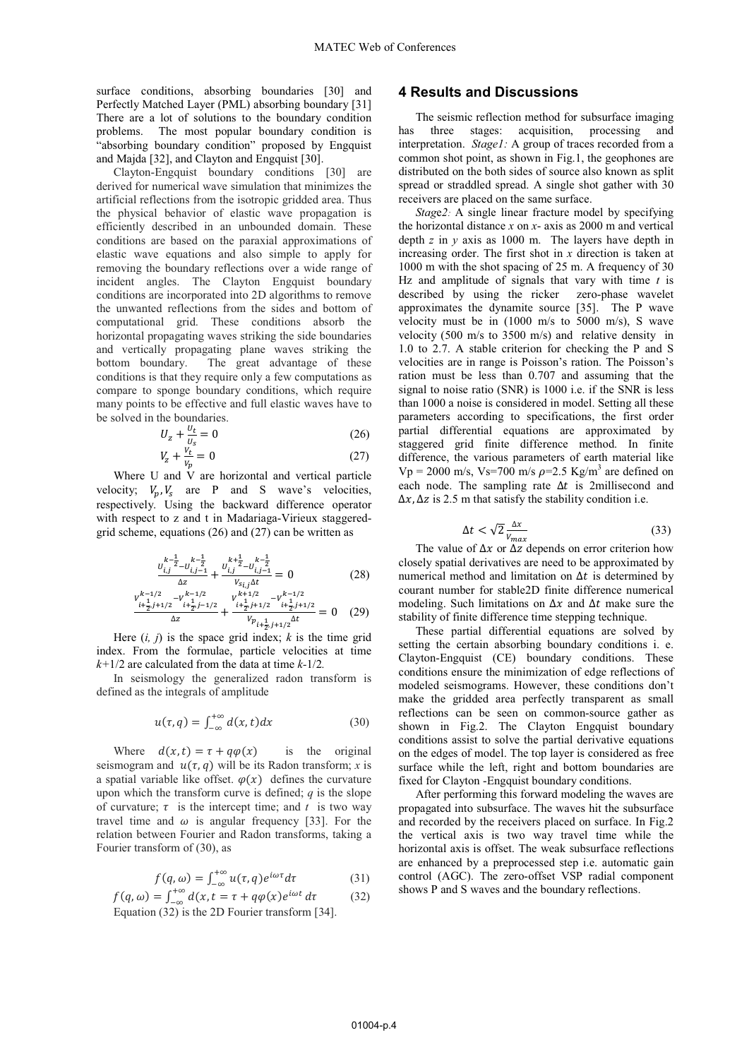surface conditions, absorbing boundaries [30] and Perfectly Matched Layer (PML) absorbing boundary [31] There are a lot of solutions to the boundary condition problems. The most popular boundary condition is "absorbing boundary condition" proposed by Engquist and Majda [32], and Clayton and Engquist [30].

Clayton-Engquist boundary conditions [30] are derived for numerical wave simulation that minimizes the artificial reflections from the isotropic gridded area. Thus the physical behavior of elastic wave propagation is efficiently described in an unbounded domain. These conditions are based on the paraxial approximations of elastic wave equations and also simple to apply for removing the boundary reflections over a wide range of incident angles. The Clayton Engquist boundary conditions are incorporated into 2D algorithms to remove the unwanted reflections from the sides and bottom of computational grid. These conditions absorb the horizontal propagating waves striking the side boundaries and vertically propagating plane waves striking the bottom boundary. The great advantage of these conditions is that they require only a few computations as compare to sponge boundary conditions, which require many points to be effective and full elastic waves have to be solved in the boundaries.

$$U_z + \frac{U_t}{U_s} = 0 \tag{26}$$

$$V_z + \frac{V_t}{V_p} = 0 \tag{27}$$

Where U and V are horizontal and vertical particle velocity; $V_p, V_s$ are P and S wave's velocities, respectively. Using the backward difference operator with respect to z and t in Madariaga-Virieux staggered-grid scheme, equations (26) and (27) can be written as

$$\frac{U_{i,j}^{k-\frac{1}{2}} - U_{i,j-1}^{k-\frac{1}{2}}}{\Delta z} + \frac{U_{i,j}^{k+\frac{1}{2}} - U_{i,j-1}^{k-\frac{1}{2}}}{V_{s_{i,j}} \Delta t} = 0 \tag{28}$$

$$\frac{V_{i+\frac{1}{2},j+1/2}^{k-1/2} - V_{i+\frac{1}{2},j-1/2}^{k-1/2}}{\Delta z} + \frac{V_{i+\frac{1}{2},j+1/2}^{k+1/2} - V_{i+\frac{1}{2},j+1/2}^{k-1/2}}{V_{p_{i+\frac{1}{2},j+1/2}} \Delta t} = 0 \tag{29}$$

Here $(i, j)$ is the space grid index; $k$ is the time grid index. From the formulae, particle velocities at time $k$+1/2 are calculated from the data at time $k$-1/2.

In seismology the generalized radon transform is defined as the integrals of amplitude

$$u(\tau, q) = \int_{-\infty}^{+\infty} d(x,t)\,dx \tag{30}$$

Where $d(x,t) = \tau + q\varphi(x)$ is the original seismogram and $u(\tau, q)$ will be its Radon transform; $x$ is a spatial variable like offset. $\varphi(x)$ defines the curvature upon which the transform curve is defined; $q$ is the slope of curvature; $\tau$ is the intercept time; and $t$ is two way travel time and $\omega$ is angular frequency [33]. For the relation between Fourier and Radon transforms, taking a Fourier transform of (30), as

$$f(q,\omega) = \int_{-\infty}^{+\infty} u(\tau, q) e^{i\omega\tau} d\tau \tag{31}$$

$$f(q,\omega) = \int_{-\infty}^{+\infty} d(x, t = \tau + q\varphi(x) e^{i\omega t}\, d\tau \tag{32}$$

Equation (32) is the 2D Fourier transform [34].

## 4 Results and Discussions

The seismic reflection method for subsurface imaging has three stages: acquisition, processing and interpretation. *Stage1:* A group of traces recorded from a common shot point, as shown in Fig.1, the geophones are distributed on the both sides of source also known as split spread or straddled spread. A single shot gather with 30 receivers are placed on the same surface.

*Stage2:* A single linear fracture model by specifying the horizontal distance $x$ on $x$- axis as 2000 m and vertical depth $z$ in $y$ axis as 1000 m. The layers have depth in increasing order. The first shot in $x$ direction is taken at 1000 m with the shot spacing of 25 m. A frequency of 30 Hz and amplitude of signals that vary with time $t$ is described by using the ricker zero-phase wavelet approximates the dynamite source [35]. The P wave velocity must be in (1000 m/s to 5000 m/s), S wave velocity (500 m/s to 3500 m/s) and relative density in 1.0 to 2.7. A stable criterion for checking the P and S velocities are in range is Poisson's ration. The Poisson's ration must be less than 0.707 and assuming that the signal to noise ratio (SNR) is 1000 i.e. if the SNR is less than 1000 a noise is considered in model. Setting all these parameters according to specifications, the first order partial differential equations are approximated by staggered grid finite difference method. In finite difference, the various parameters of earth material like Vp = 2000 m/s, Vs=700 m/s $\rho$=2.5 Kg/m$^3$ are defined on each node. The sampling rate $\Delta t$ is 2millisecond and $\Delta x, \Delta z$ is 2.5 m that satisfy the stability condition i.e.

$$\Delta t < \sqrt{2}\frac{\Delta x}{V_{max}} \tag{33}$$

The value of $\Delta x$ or $\Delta z$ depends on error criterion how closely spatial derivatives are need to be approximated by numerical method and limitation on $\Delta t$ is determined by courant number for stable2D finite difference numerical modeling. Such limitations on $\Delta x$ and $\Delta t$ make sure the stability of finite difference time stepping technique.

These partial differential equations are solved by setting the certain absorbing boundary conditions i. e. Clayton-Engquist (CE) boundary conditions. These conditions ensure the minimization of edge reflections of modeled seismograms. However, these conditions don't make the gridded area perfectly transparent as small reflections can be seen on common-source gather as shown in Fig.2. The Clayton Engquist boundary conditions assist to solve the partial derivative equations on the edges of model. The top layer is considered as free surface while the left, right and bottom boundaries are fixed for Clayton -Engquist boundary conditions.

After performing this forward modeling the waves are propagated into subsurface. The waves hit the subsurface and recorded by the receivers placed on surface. In Fig.2 the vertical axis is two way travel time while the horizontal axis is offset. The weak subsurface reflections are enhanced by a preprocessed step i.e. automatic gain control (AGC). The zero-offset VSP radial component shows P and S waves and the boundary reflections.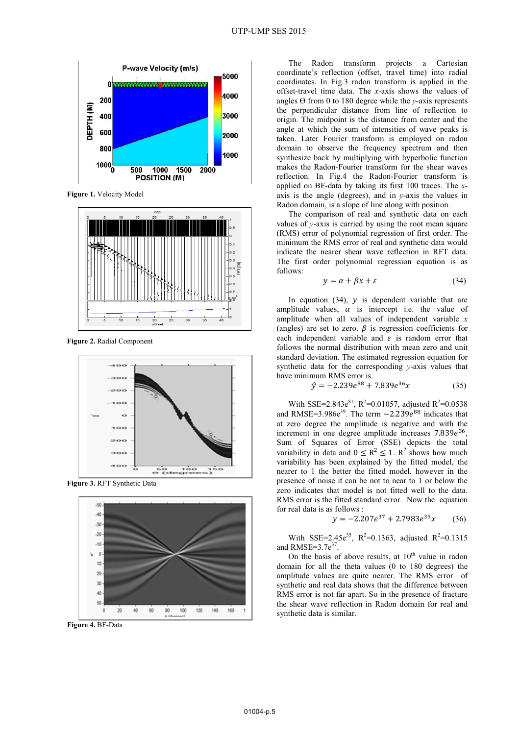Figure 1. Velocity Model

Figure 2. Radial Component

Figure 3. RFT Synthetic Data

Figure 4. BF-Data

The Radon transform projects a Cartesian coordinate's reflection (offset, travel time) into radial coordinates. In Fig.3 radon transform is applied in the offset-travel time data. The *x*-axis shows the values of angles Ө from 0 to 180 degree while the *y*-axis represents the perpendicular distance from line of reflection to origin. The midpoint is the distance from center and the angle at which the sum of intensities of wave peaks is taken. Later Fourier transform is employed on radon domain to observe the frequency spectrum and then synthesize back by multiplying with hyperbolic function makes the Radon-Fourier transform for the shear waves reflection. In Fig.4 the Radon-Fourier transform is applied on BF-data by taking its first 100 traces. The *x*-axis is the angle (degrees), and in *y*-axis the values in Radon domain, is a slope of line along with position.

The comparison of real and synthetic data on each values of *y*-axis is carried by using the root mean square (RMS) error of polynomial regression of first order. The minimum the RMS error of real and synthetic data would indicate the nearer shear wave reflection in RFT data. The first order polynomial regression equation is as follows:

$$y = \alpha + \beta x + \varepsilon \tag{34}$$

In equation (34), $y$ is dependent variable that are amplitude values, $\alpha$ is intercept i.e. the value of amplitude when all values of independent variable $x$ (angles) are set to zero. $\beta$ is regression coefficients for each independent variable and $\varepsilon$ is random error that follows the normal distribution with mean zero and unit standard deviation. The estimated regression equation for synthetic data for the corresponding *y*-axis values that have minimum RMS error is.

$$\hat{y} = -2.239e^{88} + 7.839e^{36}x \tag{35}$$

With SSE=$2.843e^{81}$, $R^2$=0.01057, adjusted $R^2$=0.0538 and RMSE=$3.986e^{39}$. The term $-2.239e^{88}$ indicates that at zero degree the amplitude is negative and with the increment in one degree amplitude increases $7.839e^{36}$, Sum of Squares of Error (SSE) depicts the total variability in data and $0 \leq R^2 \leq 1$. $R^2$ shows how much variability has been explained by the fitted model, the nearer to 1 the better the fitted model, however in the presence of noise it can be not to near to 1 or below the zero indicates that model is not fitted well to the data. RMS error is the fitted standard error. Now the equation for real data is as follows :

$$y = -2.207e^{37} + 2.7983e^{35}x \tag{36}$$

With SSE=$2.45e^{35}$, $R^2$=0.1363, adjusted $R^2$=0.1315 and RMSE=$3.7e^{37}$.

On the basis of above results, at 10th value in radon domain for all the theta values (0 to 180 degrees) the amplitude values are quite nearer. The RMS error of synthetic and real data shows that the difference between RMS error is not far apart. So in the presence of fracture the shear wave reflection in Radon domain for real and synthetic data is similar.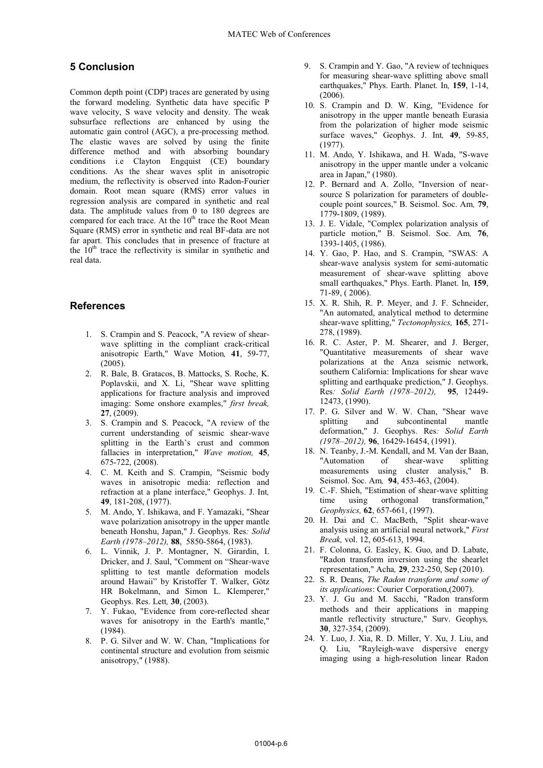## 5 Conclusion

Common depth point (CDP) traces are generated by using the forward modeling. Synthetic data have specific P wave velocity, S wave velocity and density. The weak subsurface reflections are enhanced by using the automatic gain control (AGC), a pre-processing method. The elastic waves are solved by using the finite difference method and with absorbing boundary conditions i.e Clayton Engquist (CE) boundary conditions. As the shear waves split in anisotropic medium, the reflectivity is observed into Radon-Fourier domain. Root mean square (RMS) error values in regression analysis are compared in synthetic and real data. The amplitude values from 0 to 180 degrees are compared for each trace. At the $10^{th}$ trace the Root Mean Square (RMS) error in synthetic and real BF-data are not far apart. This concludes that in presence of fracture at the $10^{th}$ trace the reflectivity is similar in synthetic and real data.

## References

1. S. Crampin and S. Peacock, "A review of shear-wave splitting in the compliant crack-critical anisotropic Earth," Wave Motion*,* **41**, 59-77, (2005).
2. R. Bale, B. Gratacos, B. Mattocks, S. Roche, K. Poplavskii, and X. Li, "Shear wave splitting applications for fracture analysis and improved imaging: Some onshore examples," *first break,* **27**, (2009).
3. S. Crampin and S. Peacock, "A review of the current understanding of seismic shear-wave splitting in the Earth's crust and common fallacies in interpretation," *Wave motion,* **45**, 675-722, (2008).
4. C. M. Keith and S. Crampin, "Seismic body waves in anisotropic media: reflection and refraction at a plane interface," Geophys. J. Int*,* **49**, 181-208, (1977).
5. M. Ando, Y. Ishikawa, and F. Yamazaki, "Shear wave polarization anisotropy in the upper mantle beneath Honshu, Japan," J. Geophys. Res*: Solid Earth (1978–2012),* **88**, 5850-5864, (1983).
6. L. Vinnik, J. P. Montagner, N. Girardin, I. Dricker, and J. Saul, "Comment on "Shear-wave splitting to test mantle deformation models around Hawaii" by Kristoffer T. Walker, Götz HR Bokelmann, and Simon L. Klemperer," Geophys. Res. Lett*,* **30**, (2003).
7. Y. Fukao, "Evidence from core-reflected shear waves for anisotropy in the Earth's mantle," (1984).
8. P. G. Silver and W. W. Chan, "Implications for continental structure and evolution from seismic anisotropy," (1988).
9. S. Crampin and Y. Gao, "A review of techniques for measuring shear-wave splitting above small earthquakes," Phys. Earth. Planet. In*,* **159**, 1-14, (2006).
10. S. Crampin and D. W. King, "Evidence for anisotropy in the upper mantle beneath Eurasia from the polarization of higher mode seismic surface waves," Geophys. J. Int*,* **49**, 59-85, (1977).
11. M. Ando, Y. Ishikawa, and H. Wada, "S-wave anisotropy in the upper mantle under a volcanic area in Japan," (1980).
12. P. Bernard and A. Zollo, "Inversion of near-source S polarization for parameters of double-couple point sources," B. Seismol. Soc. Am*,* **79**, 1779-1809, (1989).
13. J. E. Vidale, "Complex polarization analysis of particle motion," B. Seismol. Soc. Am*,* **76**, 1393-1405, (1986).
14. Y. Gao, P. Hao, and S. Crampin, "SWAS: A shear-wave analysis system for semi-automatic measurement of shear-wave splitting above small earthquakes," Phys. Earth. Planet. In*,* **159**, 71-89, ( 2006).
15. X. R. Shih, R. P. Meyer, and J. F. Schneider, "An automated, analytical method to determine shear-wave splitting," *Tectonophysics,* **165**, 271-278, (1989).
16. R. C. Aster, P. M. Shearer, and J. Berger, "Quantitative measurements of shear wave polarizations at the Anza seismic network, southern California: Implications for shear wave splitting and earthquake prediction," J. Geophys. Res*: Solid Earth (1978–2012),* **95**, 12449-12473, (1990).
17. P. G. Silver and W. W. Chan, "Shear wave splitting and subcontinental mantle deformation," J. Geophys. Res*: Solid Earth (1978–2012),* **96**, 16429-16454, (1991).
18. N. Teanby, J.-M. Kendall, and M. Van der Baan, "Automation of shear-wave splitting measurements using cluster analysis," B. Seismol. Soc. Am*,* **94**, 453-463, (2004).
19. C.-F. Shieh, "Estimation of shear-wave splitting time using orthogonal transformation," *Geophysics,* **62**, 657-661, (1997).
20. H. Dai and C. MacBeth, "Split shear-wave analysis using an artificial neural network," *First Break,* vol. 12, 605-613, 1994.
21. F. Colonna, G. Easley, K. Guo, and D. Labate, "Radon transform inversion using the shearlet representation," Acha*,* **29**, 232-250, Sep (2010).
22. S. R. Deans, *The Radon transform and some of its applications*: Courier Corporation,(2007).
23. Y. J. Gu and M. Sacchi, "Radon transform methods and their applications in mapping mantle reflectivity structure," Surv. Geophys*,* **30**, 327-354, (2009).
24. Y. Luo, J. Xia, R. D. Miller, Y. Xu, J. Liu, and Q. Liu, "Rayleigh-wave dispersive energy imaging using a high-resolution linear Radon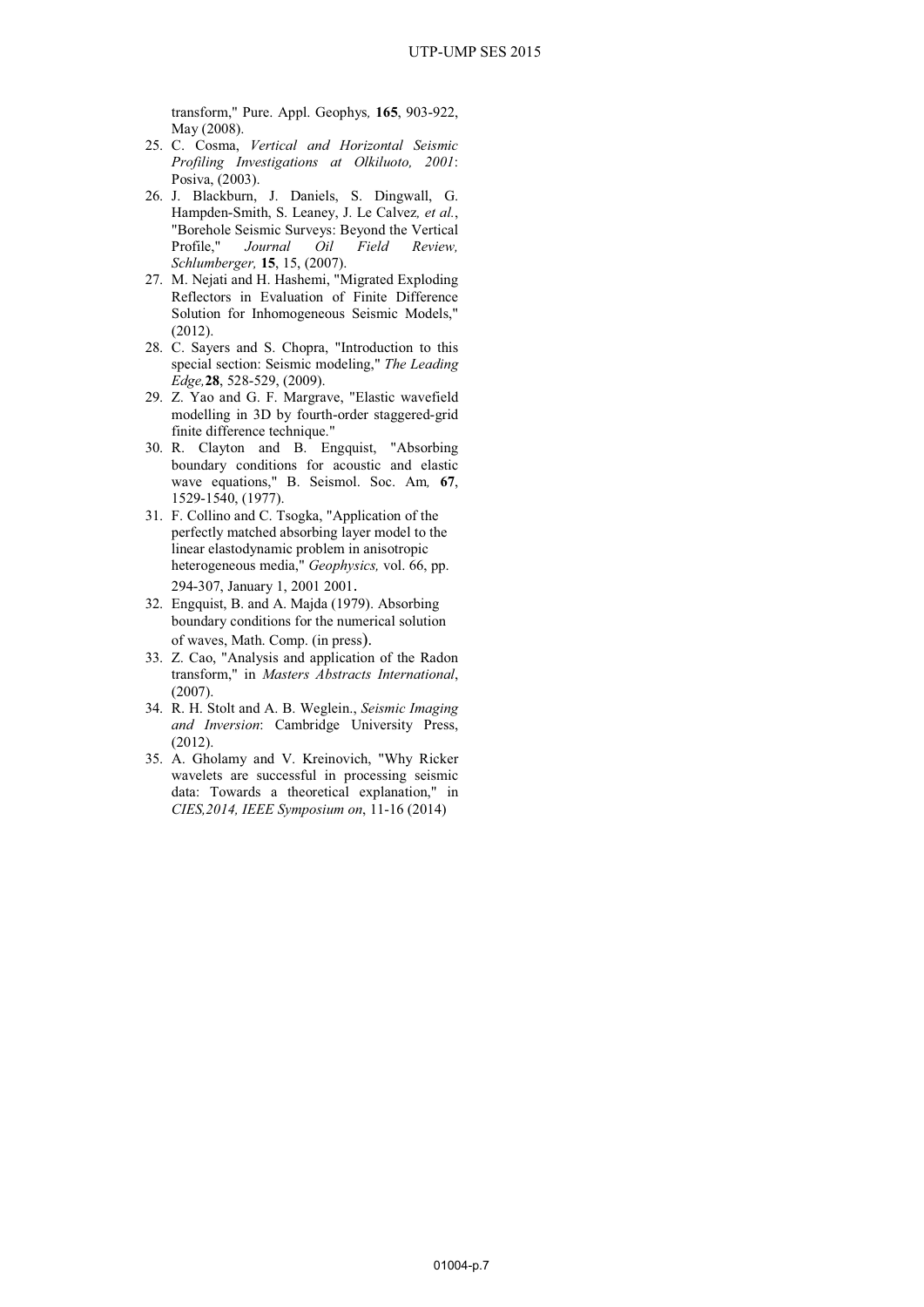transform," Pure. Appl. Geophys*,* **165**, 903-922, May (2008).

25. C. Cosma, *Vertical and Horizontal Seismic Profiling Investigations at Olkiluoto, 2001*: Posiva, (2003).
26. J. Blackburn, J. Daniels, S. Dingwall, G. Hampden-Smith, S. Leaney, J. Le Calvez*, et al.*, "Borehole Seismic Surveys: Beyond the Vertical Profile," *Journal Oil Field Review, Schlumberger,* **15**, 15, (2007).
27. M. Nejati and H. Hashemi, "Migrated Exploding Reflectors in Evaluation of Finite Difference Solution for Inhomogeneous Seismic Models," (2012).
28. C. Sayers and S. Chopra, "Introduction to this special section: Seismic modeling," *The Leading Edge,***28**, 528-529, (2009).
29. Z. Yao and G. F. Margrave, "Elastic wavefield modelling in 3D by fourth-order staggered-grid finite difference technique."
30. R. Clayton and B. Engquist, "Absorbing boundary conditions for acoustic and elastic wave equations," B. Seismol. Soc. Am*,* **67**, 1529-1540, (1977).
31. F. Collino and C. Tsogka, "Application of the perfectly matched absorbing layer model to the linear elastodynamic problem in anisotropic heterogeneous media," *Geophysics,* vol. 66, pp. 294-307, January 1, 2001 2001.
32. Engquist, B. and A. Majda (1979). Absorbing boundary conditions for the numerical solution of waves, Math. Comp. (in press).
33. Z. Cao, "Analysis and application of the Radon transform," in *Masters Abstracts International*, (2007).
34. R. H. Stolt and A. B. Weglein., *Seismic Imaging and Inversion*: Cambridge University Press, (2012).
35. A. Gholamy and V. Kreinovich, "Why Ricker wavelets are successful in processing seismic data: Towards a theoretical explanation," in *CIES,2014, IEEE Symposium on*, 11-16 (2014)